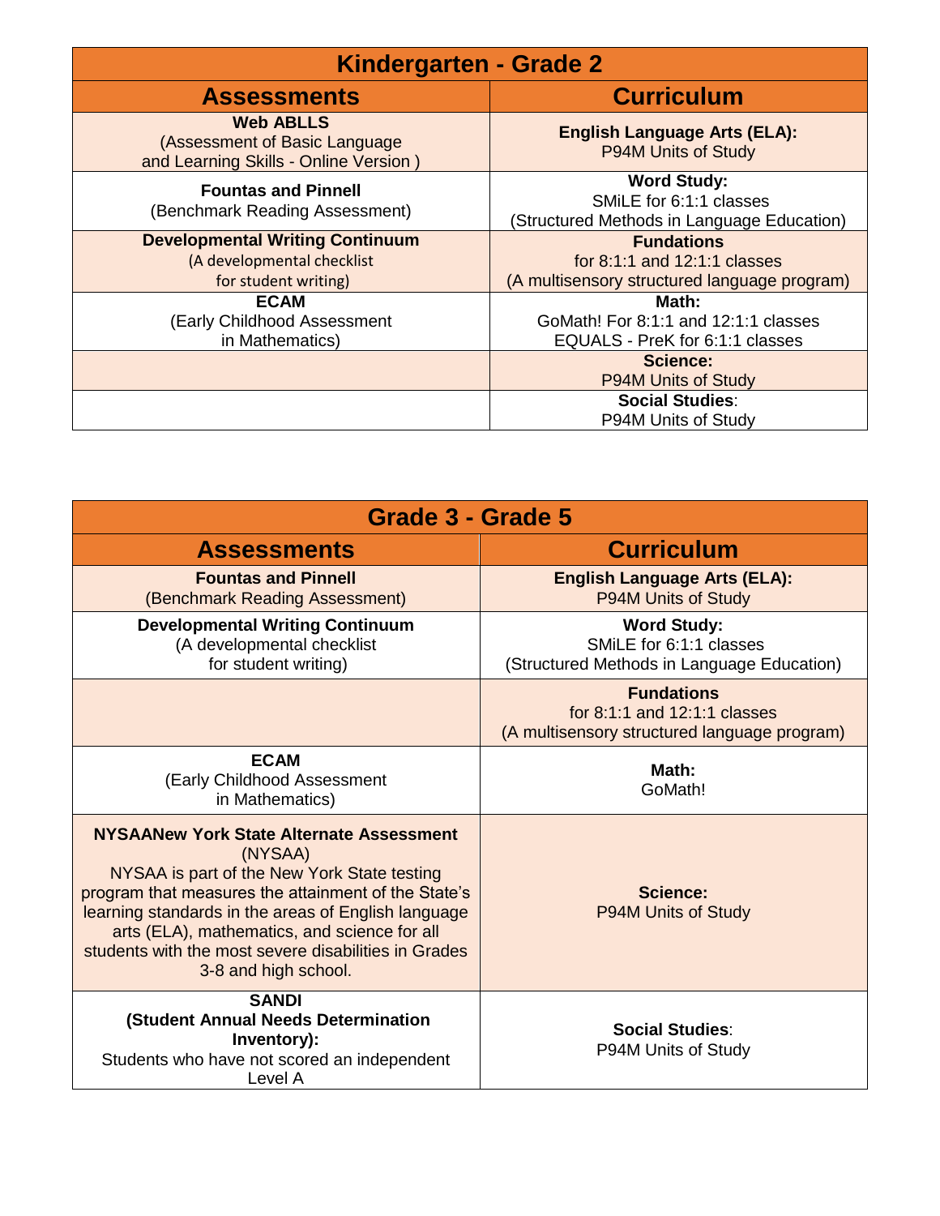| Kindergarten - Grade 2 | |
|---|---|
| **Assessments** | **Curriculum** |
| **Web ABLLS**<br>(Assessment of Basic Language and Learning Skills - Online Version ) | **English Language Arts (ELA):**<br>P94M Units of Study |
| **Fountas and Pinnell**<br>(Benchmark Reading Assessment) | **Word Study:**<br>SMiLE for 6:1:1 classes<br>(Structured Methods in Language Education) |
| **Developmental Writing Continuum**<br>(A developmental checklist for student writing) | **Fundations**<br>for 8:1:1 and 12:1:1 classes<br>(A multisensory structured language program) |
| **ECAM**<br>(Early Childhood Assessment in Mathematics) | **Math:**<br>GoMath! For 8:1:1 and 12:1:1 classes<br>EQUALS - PreK for 6:1:1 classes |
| | **Science:**<br>P94M Units of Study |
| | **Social Studies**:<br>P94M Units of Study |

| Grade 3 - Grade 5 | |
|---|---|
| **Assessments** | **Curriculum** |
| **Fountas and Pinnell**<br>(Benchmark Reading Assessment) | **English Language Arts (ELA):**<br>P94M Units of Study |
| **Developmental Writing Continuum**<br>(A developmental checklist for student writing) | **Word Study:**<br>SMiLE for 6:1:1 classes<br>(Structured Methods in Language Education) |
| | **Fundations**<br>for 8:1:1 and 12:1:1 classes<br>(A multisensory structured language program) |
| **ECAM**<br>(Early Childhood Assessment in Mathematics) | **Math:**<br>GoMath! |
| **NYSAANew York State Alternate Assessment** (NYSAA)<br>NYSAA is part of the New York State testing program that measures the attainment of the State's learning standards in the areas of English language arts (ELA), mathematics, and science for all students with the most severe disabilities in Grades 3-8 and high school. | **Science:**<br>P94M Units of Study |
| **SANDI**<br>**(Student Annual Needs Determination Inventory):**<br>Students who have not scored an independent Level A | **Social Studies**:<br>P94M Units of Study |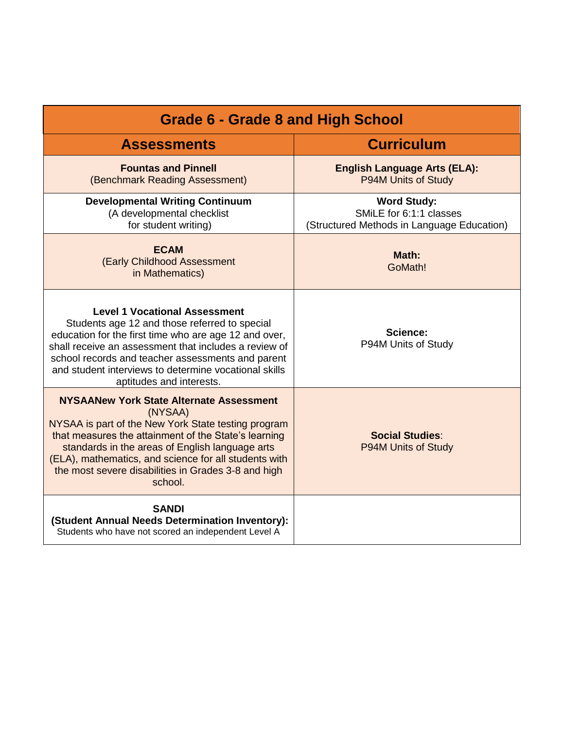| Grade 6 - Grade 8 and High School | |
|---|---|
| **Assessments** | **Curriculum** |
| **Fountas and Pinnell** (Benchmark Reading Assessment) | **English Language Arts (ELA):** P94M Units of Study |
| **Developmental Writing Continuum** (A developmental checklist for student writing) | **Word Study:** SMiLE for 6:1:1 classes (Structured Methods in Language Education) |
| **ECAM** (Early Childhood Assessment in Mathematics) | **Math:** GoMath! |
| **Level 1 Vocational Assessment** Students age 12 and those referred to special education for the first time who are age 12 and over, shall receive an assessment that includes a review of school records and teacher assessments and parent and student interviews to determine vocational skills aptitudes and interests. | **Science:** P94M Units of Study |
| **NYSAANew York State Alternate Assessment** (NYSAA) NYSAA is part of the New York State testing program that measures the attainment of the State's learning standards in the areas of English language arts (ELA), mathematics, and science for all students with the most severe disabilities in Grades 3-8 and high school. | **Social Studies**: P94M Units of Study |
| **SANDI (Student Annual Needs Determination Inventory):** Students who have not scored an independent Level A | |